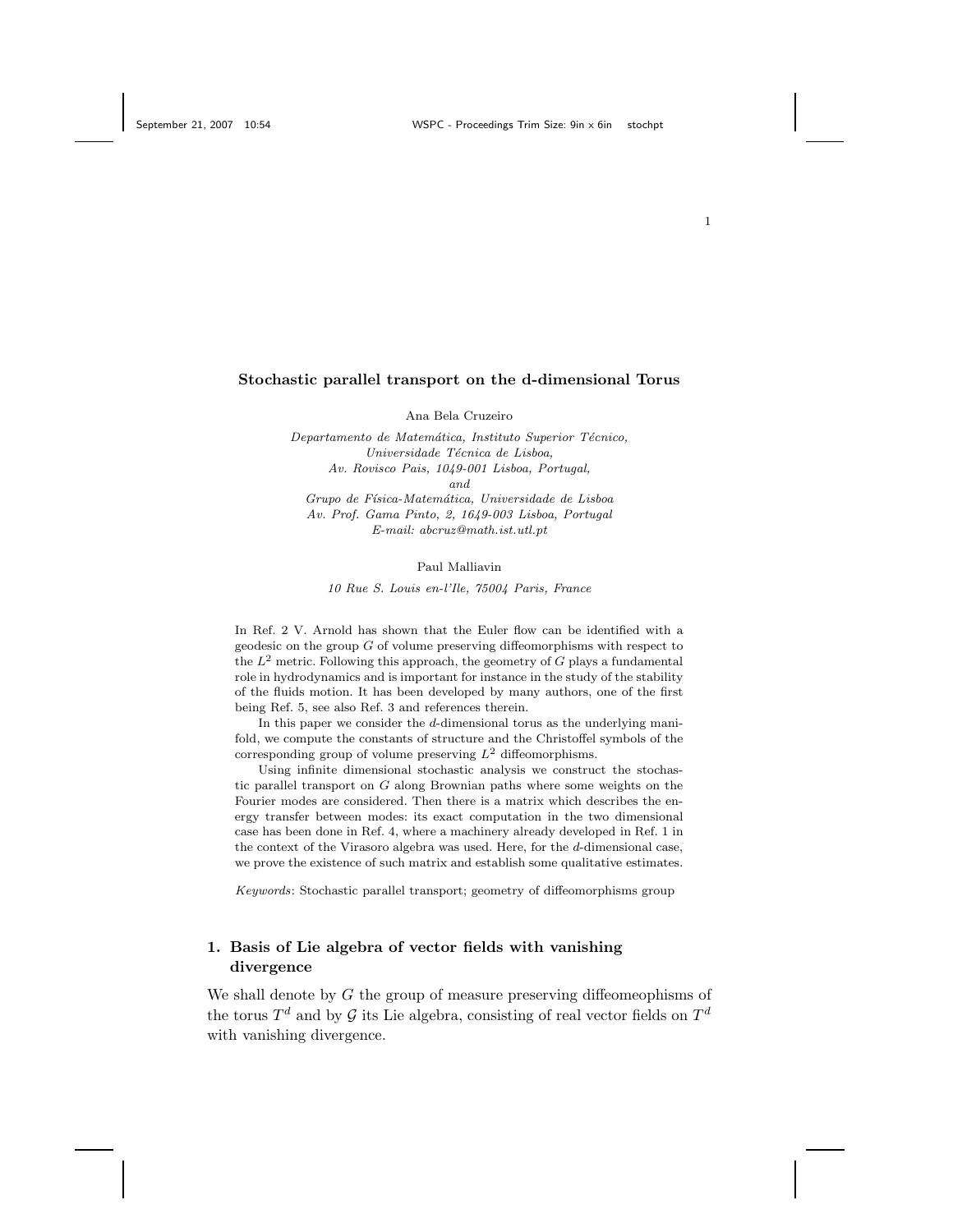# Stochastic parallel transport on the d-dimensional Torus

Ana Bela Cruzeiro

*Departamento de Matemática, Instituto Superior Técnico, Universidade Técnica de Lisboa, Av. Rovisco Pais, 1049-001 Lisboa, Portugal,*
*and*
*Grupo de Física-Matemática, Universidade de Lisboa Av. Prof. Gama Pinto, 2, 1649-003 Lisboa, Portugal*
*E-mail: abcruz@math.ist.utl.pt*

Paul Malliavin

*10 Rue S. Louis en-l'Ile, 75004 Paris, France*

In Ref. 2 V. Arnold has shown that the Euler flow can be identified with a geodesic on the group $G$ of volume preserving diffeomorphisms with respect to the $L^2$ metric. Following this approach, the geometry of $G$ plays a fundamental role in hydrodynamics and is important for instance in the study of the stability of the fluids motion. It has been developed by many authors, one of the first being Ref. 5, see also Ref. 3 and references therein.

In this paper we consider the $d$-dimensional torus as the underlying manifold, we compute the constants of structure and the Christoffel symbols of the corresponding group of volume preserving $L^2$ diffeomorphisms.

Using infinite dimensional stochastic analysis we construct the stochastic parallel transport on $G$ along Brownian paths where some weights on the Fourier modes are considered. Then there is a matrix which describes the energy transfer between modes: its exact computation in the two dimensional case has been done in Ref. 4, where a machinery already developed in Ref. 1 in the context of the Virasoro algebra was used. Here, for the $d$-dimensional case, we prove the existence of such matrix and establish some qualitative estimates.

*Keywords*: Stochastic parallel transport; geometry of diffeomorphisms group

## 1. Basis of Lie algebra of vector fields with vanishing divergence

We shall denote by $G$ the group of measure preserving diffeomeophisms of the torus $T^d$ and by $\mathcal{G}$ its Lie algebra, consisting of real vector fields on $T^d$ with vanishing divergence.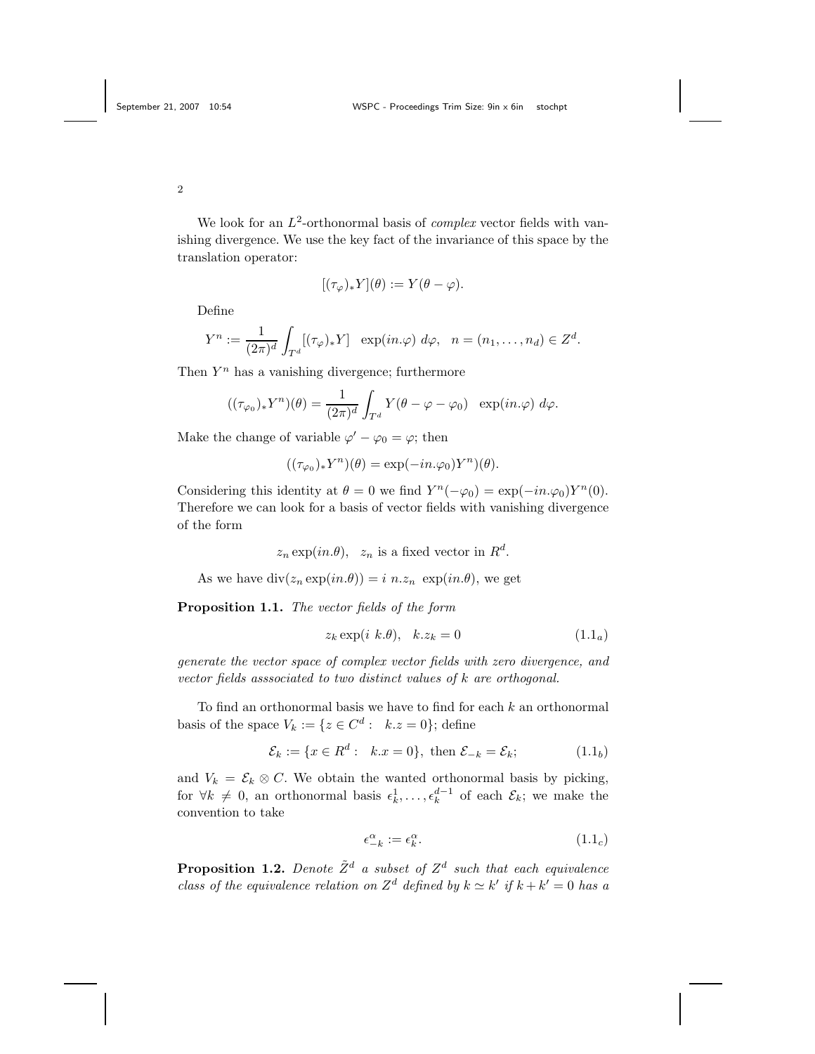We look for an $L^2$-orthonormal basis of *complex* vector fields with vanishing divergence. We use the key fact of the invariance of this space by the translation operator:

$$[(\tau_\varphi)_* Y](\theta) := Y(\theta - \varphi).$$

Define

$$Y^n := \frac{1}{(2\pi)^d} \int_{T^d} [(\tau_\varphi)_* Y] \quad \exp(in.\varphi)\ d\varphi, \quad n = (n_1, \ldots, n_d) \in Z^d.$$

Then $Y^n$ has a vanishing divergence; furthermore

$$((\tau_{\varphi_0})_* Y^n)(\theta) = \frac{1}{(2\pi)^d} \int_{T^d} Y(\theta - \varphi - \varphi_0) \quad \exp(in.\varphi)\ d\varphi.$$

Make the change of variable $\varphi' - \varphi_0 = \varphi$; then

$$((\tau_{\varphi_0})_* Y^n)(\theta) = \exp(-in.\varphi_0) Y^n)(\theta).$$

Considering this identity at $\theta = 0$ we find $Y^n(-\varphi_0) = \exp(-in.\varphi_0) Y^n(0)$. Therefore we can look for a basis of vector fields with vanishing divergence of the form

$$z_n \exp(in.\theta), \quad z_n \text{ is a fixed vector in } R^d.$$

As we have $\operatorname{div}(z_n \exp(in.\theta)) = i\ n.z_n\ \exp(in.\theta)$, we get

**Proposition 1.1.** *The vector fields of the form*

$$z_k \exp(i\ k.\theta), \quad k.z_k = 0 \tag{1.1$_a$}$$

*generate the vector space of complex vector fields with zero divergence, and vector fields asssociated to two distinct values of $k$ are orthogonal.*

To find an orthonormal basis we have to find for each $k$ an orthonormal basis of the space $V_k := \{z \in C^d : \ k.z = 0\}$; define

$$\mathcal{E}_k := \{x \in R^d : \ k.x = 0\}, \text{ then } \mathcal{E}_{-k} = \mathcal{E}_k; \tag{1.1$_b$}$$

and $V_k = \mathcal{E}_k \otimes C$. We obtain the wanted orthonormal basis by picking, for $\forall k \neq 0$, an orthonormal basis $\epsilon_k^1, \ldots, \epsilon_k^{d-1}$ of each $\mathcal{E}_k$; we make the convention to take

$$\epsilon_{-k}^\alpha := \epsilon_k^\alpha. \tag{1.1$_c$}$$

**Proposition 1.2.** *Denote $\tilde{Z}^d$ a subset of $Z^d$ such that each equivalence class of the equivalence relation on $Z^d$ defined by $k \simeq k'$ if $k + k' = 0$ has a*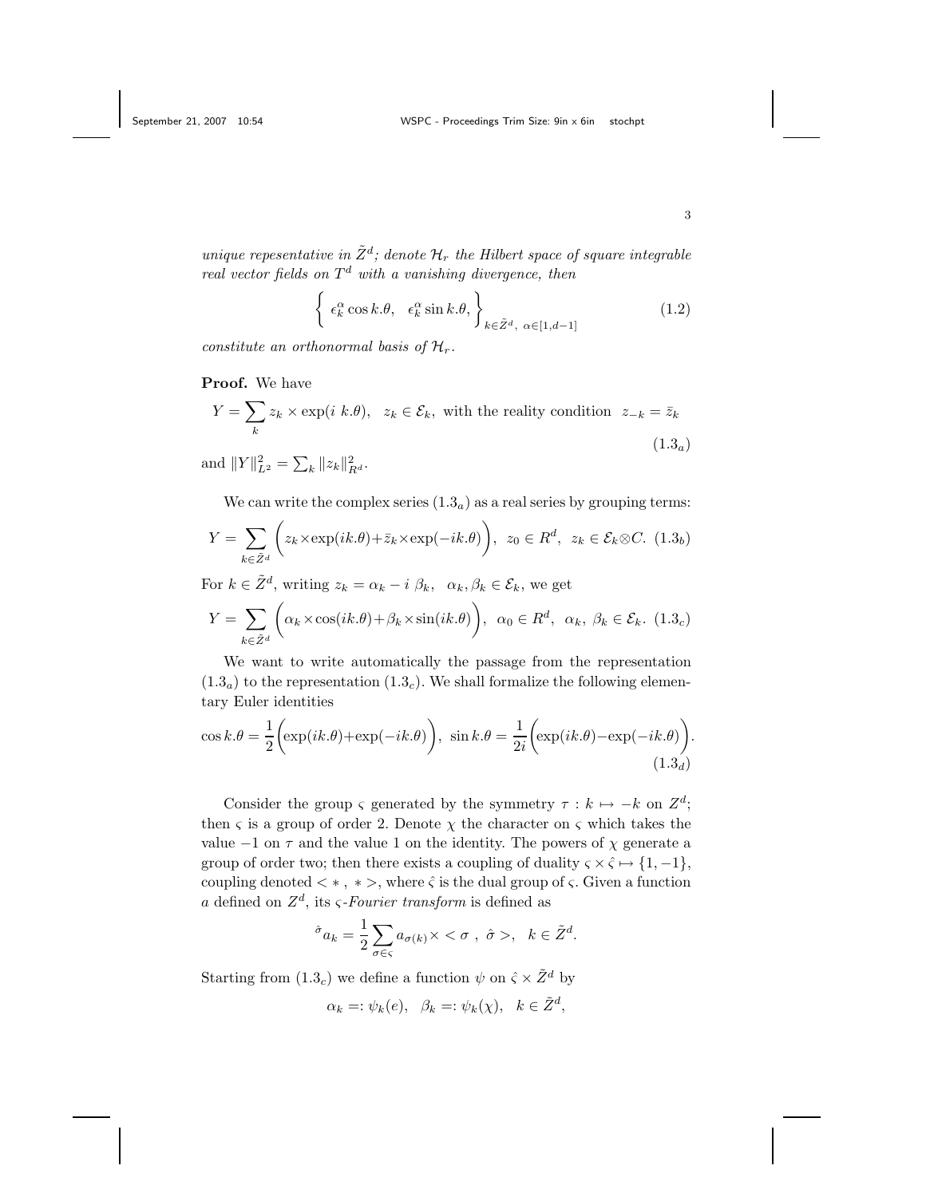*unique repesentative in $\tilde{Z}^d$; denote $\mathcal{H}_r$ the Hilbert space of square integrable real vector fields on $T^d$ with a vanishing divergence, then*

$$\left\{ \epsilon_k^\alpha \cos k.\theta, \quad \epsilon_k^\alpha \sin k.\theta, \right\}_{k\in\tilde{Z}^d,\ \alpha\in[1,d-1]} \tag{1.2}$$

*constitute an orthonormal basis of $\mathcal{H}_r$.*

**Proof.** We have

$$Y = \sum_k z_k \times \exp(i\ k.\theta), \quad z_k \in \mathcal{E}_k, \text{ with the reality condition } \ z_{-k} = \bar{z}_k \tag{$1.3_a$}$$

and $\|Y\|^2_{L^2} = \sum_k \|z_k\|^2_{R^d}$.

We can write the complex series $(1.3_a)$ as a real series by grouping terms:

$$Y = \sum_{k\in\tilde{Z}^d} \left( z_k \times \exp(ik.\theta) + \bar{z}_k \times \exp(-ik.\theta) \right), \ \ z_0 \in R^d, \ \ z_k \in \mathcal{E}_k \otimes C. \tag{$1.3_b$}$$

For $k \in \tilde{Z}^d$, writing $z_k = \alpha_k - i\ \beta_k, \ \ \alpha_k, \beta_k \in \mathcal{E}_k$, we get

$$Y = \sum_{k\in\tilde{Z}^d} \left( \alpha_k \times \cos(ik.\theta) + \beta_k \times \sin(ik.\theta) \right), \ \ \alpha_0 \in R^d, \ \ \alpha_k, \ \beta_k \in \mathcal{E}_k. \tag{$1.3_c$}$$

We want to write automatically the passage from the representation $(1.3_a)$ to the representation $(1.3_c)$. We shall formalize the following elementary Euler identities

$$\cos k.\theta = \frac{1}{2}\left(\exp(ik.\theta) + \exp(-ik.\theta)\right), \ \sin k.\theta = \frac{1}{2i}\left(\exp(ik.\theta) - \exp(-ik.\theta)\right). \tag{$1.3_d$}$$

Consider the group $\varsigma$ generated by the symmetry $\tau : k \mapsto -k$ on $Z^d$; then $\varsigma$ is a group of order 2. Denote $\chi$ the character on $\varsigma$ which takes the value $-1$ on $\tau$ and the value 1 on the identity. The powers of $\chi$ generate a group of order two; then there exists a coupling of duality $\varsigma \times \hat{\varsigma} \mapsto \{1, -1\}$, coupling denoted $< *\ ,\ * >$, where $\hat{\varsigma}$ is the dual group of $\varsigma$. Given a function $a$ defined on $Z^d$, its $\varsigma$-*Fourier transform* is defined as

$$^{\hat{\sigma}}a_k = \frac{1}{2}\sum_{\sigma\in\varsigma} a_{\sigma(k)} \times < \sigma\ ,\ \hat{\sigma} >, \ \ k \in \tilde{Z}^d.$$

Starting from $(1.3_c)$ we define a function $\psi$ on $\hat{\varsigma} \times \tilde{Z}^d$ by

$$\alpha_k =: \psi_k(e), \ \ \beta_k =: \psi_k(\chi), \ \ k \in \tilde{Z}^d,$$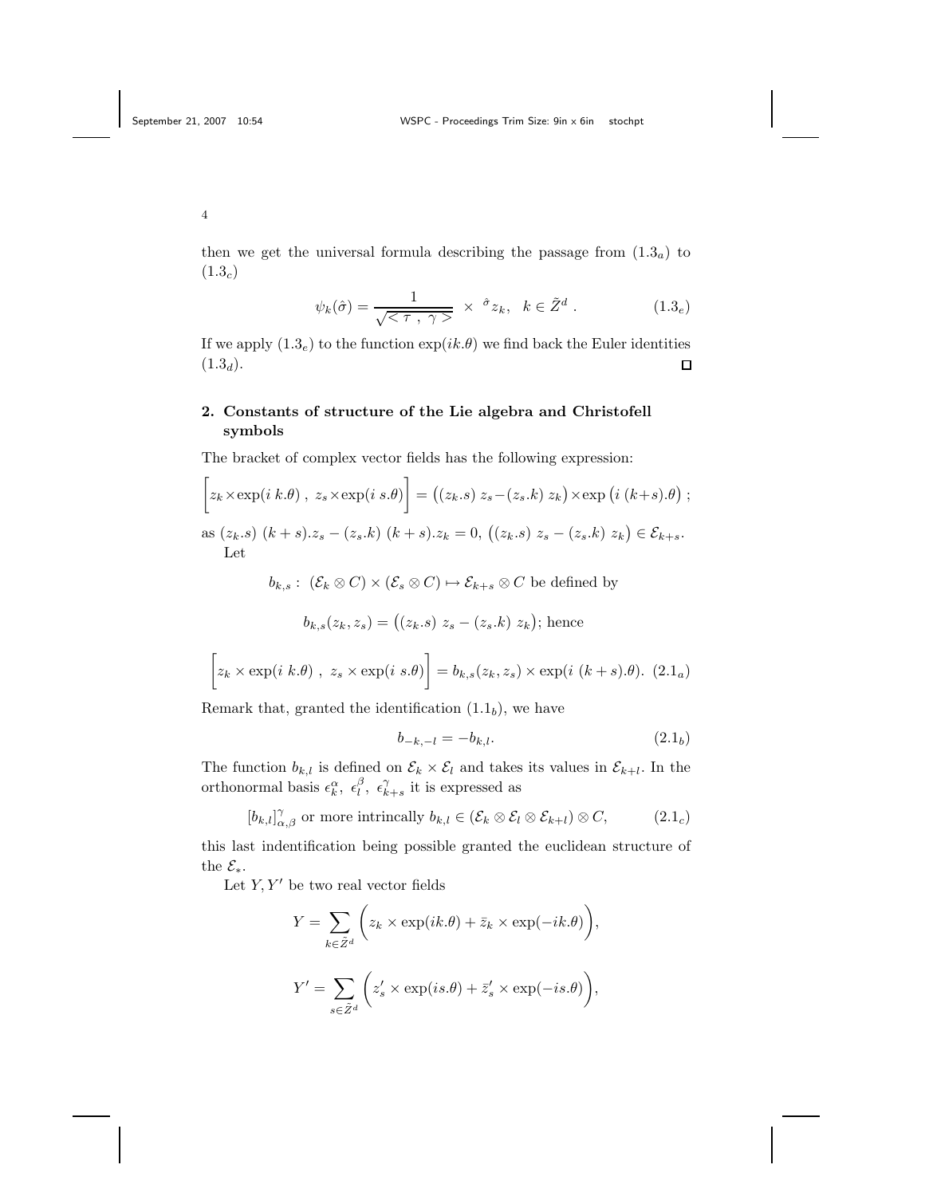then we get the universal formula describing the passage from $(1.3_a)$ to $(1.3_c)$

$$\psi_k(\hat{\sigma}) = \frac{1}{\sqrt{<\tau\ ,\ \gamma>}}\ \times\ {}^{\hat{\sigma}}z_k,\quad k \in \tilde{Z}^d\ . \qquad (1.3_e)$$

If we apply $(1.3_e)$ to the function $\exp(ik.\theta)$ we find back the Euler identities $(1.3_d)$. □

## 2. Constants of structure of the Lie algebra and Christofell symbols

The bracket of complex vector fields has the following expression:

$$\left[z_k \times \exp(i\ k.\theta)\ ,\ z_s \times \exp(i\ s.\theta)\right] = \big((z_k.s)\ z_s - (z_s.k)\ z_k\big) \times \exp\big(i\ (k+s).\theta\big)\ ;$$

as $(z_k.s)\ (k+s).z_s - (z_s.k)\ (k+s).z_k = 0$, $\big((z_k.s)\ z_s - (z_s.k)\ z_k\big) \in \mathcal{E}_{k+s}$.

Let

$$b_{k,s}:\ (\mathcal{E}_k \otimes C) \times (\mathcal{E}_s \otimes C) \mapsto \mathcal{E}_{k+s} \otimes C \text{ be defined by}$$

$$b_{k,s}(z_k, z_s) = \big((z_k.s)\ z_s - (z_s.k)\ z_k\big);\text{ hence}$$

$$\left[z_k \times \exp(i\ k.\theta)\ ,\ z_s \times \exp(i\ s.\theta)\right] = b_{k,s}(z_k, z_s) \times \exp(i\ (k+s).\theta). \ (2.1_a)$$

Remark that, granted the identification $(1.1_b)$, we have

$$b_{-k,-l} = -b_{k,l}. \qquad (2.1_b)$$

The function $b_{k,l}$ is defined on $\mathcal{E}_k \times \mathcal{E}_l$ and takes its values in $\mathcal{E}_{k+l}$. In the orthonormal basis $\epsilon_k^\alpha,\ \epsilon_l^\beta,\ \epsilon_{k+s}^\gamma$ it is expressed as

$$[b_{k,l}]^\gamma_{\alpha,\beta} \text{ or more intrincally } b_{k,l} \in (\mathcal{E}_k \otimes \mathcal{E}_l \otimes \mathcal{E}_{k+l}) \otimes C, \qquad (2.1_c)$$

this last indentification being possible granted the euclidean structure of the $\mathcal{E}_*$.

Let $Y, Y'$ be two real vector fields

$$Y = \sum_{k \in \tilde{Z}^d} \bigg(z_k \times \exp(ik.\theta) + \bar{z}_k \times \exp(-ik.\theta)\bigg),$$

$$Y' = \sum_{s \in \tilde{Z}^d} \bigg(z'_s \times \exp(is.\theta) + \bar{z}'_s \times \exp(-is.\theta)\bigg),$$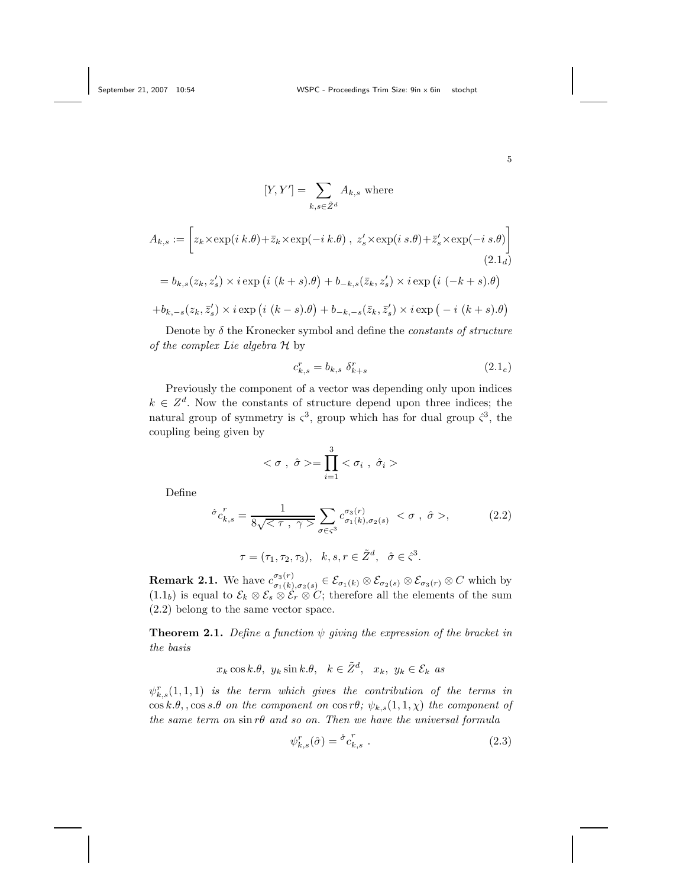$$[Y, Y'] = \sum_{k,s \in \tilde{Z}^d} A_{k,s} \text{ where}$$

$$A_{k,s} := \left[ z_k \times \exp(i\, k.\theta) + \bar{z}_k \times \exp(-i\, k.\theta) \;,\; z'_s \times \exp(i\, s.\theta) + \bar{z}'_s \times \exp(-i\, s.\theta) \right] \tag{$2.1_d$}$$

$$= b_{k,s}(z_k, z'_s) \times i \exp\big(i\ (k+s).\theta\big) + b_{-k,s}(\bar{z}_k, z'_s) \times i \exp\big(i\ (-k+s).\theta\big)$$

$$+ b_{k,-s}(z_k, \bar{z}'_s) \times i \exp\big(i\ (k-s).\theta\big) + b_{-k,-s}(\bar{z}_k, \bar{z}'_s) \times i \exp\big(-i\ (k+s).\theta\big)$$

Denote by $\delta$ the Kronecker symbol and define the *constants of structure of the complex Lie algebra* $\mathcal{H}$ by

$$c^r_{k,s} = b_{k,s}\ \delta^r_{k+s} \tag{$2.1_e$}$$

Previously the component of a vector was depending only upon indices $k \in Z^d$. Now the constants of structure depend upon three indices; the natural group of symmetry is $\varsigma^3$, group which has for dual group $\hat{\varsigma}^3$, the coupling being given by

$$< \sigma \;,\; \hat{\sigma} >= \prod_{i=1}^{3} < \sigma_i \;,\; \hat{\sigma}_i >$$

Define

$$^{\hat{\sigma}}c^{\,r}_{k,s} = \frac{1}{8\sqrt{< \tau \;,\; \gamma >}} \sum_{\sigma \in \varsigma^3} c^{\sigma_3(r)}_{\sigma_1(k),\sigma_2(s)}\ < \sigma \;,\; \hat{\sigma} >, \tag{2.2}$$

$$\tau = (\tau_1, \tau_2, \tau_3), \quad k, s, r \in \tilde{Z}^d, \quad \hat{\sigma} \in \hat{\varsigma}^3.$$

**Remark 2.1.** We have $c^{\sigma_3(r)}_{\sigma_1(k),\sigma_2(s)} \in \mathcal{E}_{\sigma_1(k)} \otimes \mathcal{E}_{\sigma_2(s)} \otimes \mathcal{E}_{\sigma_3(r)} \otimes C$ which by $(1.1_b)$ is equal to $\mathcal{E}_k \otimes \mathcal{E}_s \otimes \mathcal{E}_r \otimes C$; therefore all the elements of the sum (2.2) belong to the same vector space.

**Theorem 2.1.** *Define a function $\psi$ giving the expression of the bracket in the basis*

$$x_k \cos k.\theta, \;\; y_k \sin k.\theta, \quad k \in \tilde{Z}^d, \quad x_k, \;\; y_k \in \mathcal{E}_k \;\; as$$

*$\psi^r_{k,s}(1,1,1)$ is the term which gives the contribution of the terms in $\cos k.\theta, , \cos s.\theta$ on the component on $\cos r\theta$; $\psi_{k,s}(1,1,\chi)$ the component of the same term on $\sin r\theta$ and so on. Then we have the universal formula*

$$\psi^r_{k,s}(\hat{\sigma}) = {}^{\hat{\sigma}}c^{\,r}_{k,s}\ . \tag{2.3}$$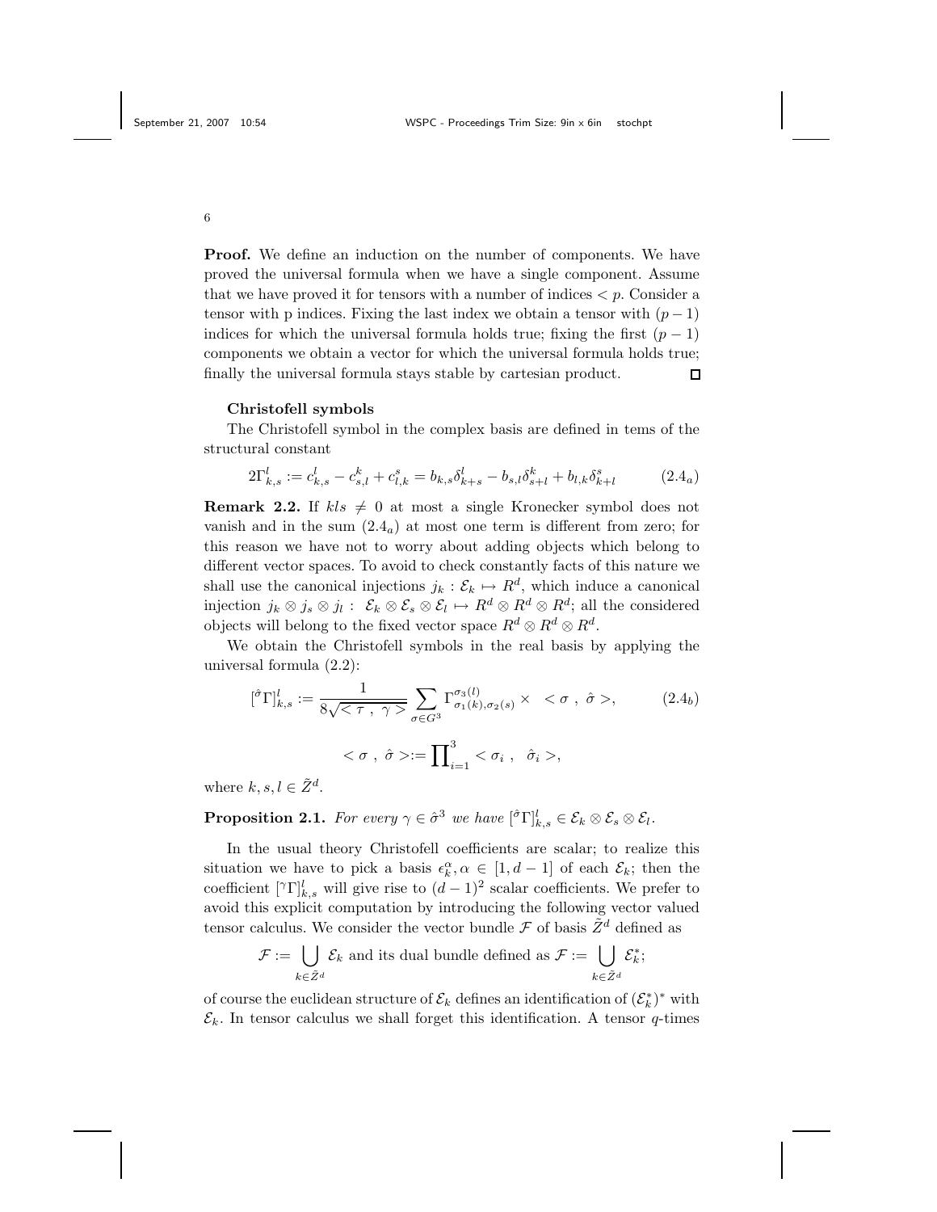**Proof.** We define an induction on the number of components. We have proved the universal formula when we have a single component. Assume that we have proved it for tensors with a number of indices $< p$. Consider a tensor with p indices. Fixing the last index we obtain a tensor with $(p-1)$ indices for which the universal formula holds true; fixing the first $(p-1)$ components we obtain a vector for which the universal formula holds true; finally the universal formula stays stable by cartesian product. $\square$

**Christofell symbols**

The Christofell symbol in the complex basis are defined in tems of the structural constant

$$2\Gamma^l_{k,s} := c^l_{k,s} - c^k_{s,l} + c^s_{l,k} = b_{k,s}\delta^l_{k+s} - b_{s,l}\delta^k_{s+l} + b_{l,k}\delta^s_{k+l} \qquad (2.4_a)$$

**Remark 2.2.** If $kls \neq 0$ at most a single Kronecker symbol does not vanish and in the sum $(2.4_a)$ at most one term is different from zero; for this reason we have not to worry about adding objects which belong to different vector spaces. To avoid to check constantly facts of this nature we shall use the canonical injections $j_k : \mathcal{E}_k \mapsto R^d$, which induce a canonical injection $j_k \otimes j_s \otimes j_l :\ \mathcal{E}_k \otimes \mathcal{E}_s \otimes \mathcal{E}_l \mapsto R^d \otimes R^d \otimes R^d$; all the considered objects will belong to the fixed vector space $R^d \otimes R^d \otimes R^d$.

We obtain the Christofell symbols in the real basis by applying the universal formula (2.2):

$$[{}^{\hat{\sigma}}\Gamma]^l_{k,s} := \frac{1}{8\sqrt{<\tau\ ,\ \gamma>}} \sum_{\sigma \in G^3} \Gamma^{\sigma_3(l)}_{\sigma_1(k),\sigma_2(s)} \times \ <\sigma\ ,\ \hat{\sigma}>, \qquad (2.4_b)$$

$$<\sigma\ ,\ \hat{\sigma}> := \prod_{i=1}^{3} <\sigma_i\ ,\ \ \hat{\sigma}_i>,$$

where $k, s, l \in \tilde{Z}^d$.

**Proposition 2.1.** *For every $\gamma \in \hat{\sigma}^3$ we have $[{}^{\hat{\sigma}}\Gamma]^l_{k,s} \in \mathcal{E}_k \otimes \mathcal{E}_s \otimes \mathcal{E}_l$.*

In the usual theory Christofell coefficients are scalar; to realize this situation we have to pick a basis $\epsilon^\alpha_k, \alpha \in [1, d-1]$ of each $\mathcal{E}_k$; then the coefficient $[{}^{\gamma}\Gamma]^l_{k,s}$ will give rise to $(d-1)^2$ scalar coefficients. We prefer to avoid this explicit computation by introducing the following vector valued tensor calculus. We consider the vector bundle $\mathcal{F}$ of basis $\tilde{Z}^d$ defined as

$$\mathcal{F} := \bigcup_{k \in \tilde{Z}^d} \mathcal{E}_k \text{ and its dual bundle defined as } \mathcal{F} := \bigcup_{k \in \tilde{Z}^d} \mathcal{E}^*_k;$$

of course the euclidean structure of $\mathcal{E}_k$ defines an identification of $(\mathcal{E}^*_k)^*$ with $\mathcal{E}_k$. In tensor calculus we shall forget this identification. A tensor $q$-times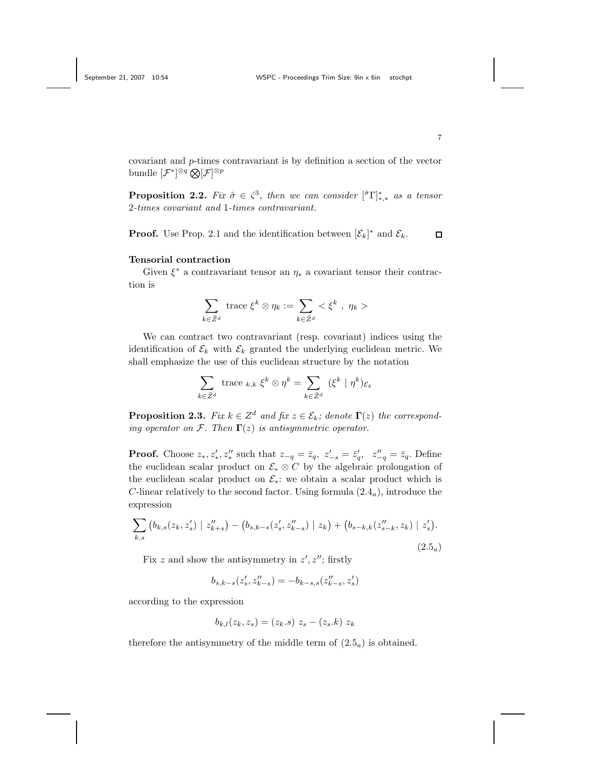covariant and $p$-times contravariant is by definition a section of the vector bundle $[\mathcal{F}^*]^{\otimes q} \bigotimes [\mathcal{F}]^{\otimes p}$

**Proposition 2.2.** *Fix $\hat{\sigma} \in \hat{\varsigma}^3$, then we can consider $[{}^{\hat{\sigma}}\Gamma]^*_{*,*}$ as a tensor 2-times covariant and 1-times contravariant.*

**Proof.** Use Prop. 2.1 and the identification between $[\mathcal{E}_k]^*$ and $\mathcal{E}_k$. $\square$

**Tensorial contraction**

Given $\xi^*$ a contravariant tensor an $\eta_*$ a covariant tensor their contraction is

$$\sum_{k \in \tilde{Z}^d} \text{trace } \xi^k \otimes \eta_k := \sum_{k \in \tilde{Z}^d} < \xi^k \ , \ \eta_k >$$

We can contract two contravariant (resp. covariant) indices using the identification of $\mathcal{E}_k$ with $\mathcal{E}_k$ granted the underlying euclidean metric. We shall emphasize the use of this euclidean structure by the notation

$$\sum_{k \in \tilde{Z}^d} \text{trace }_{k,k} \ \xi^k \otimes \eta^k = \sum_{k \in \tilde{Z}^d} (\xi^k \mid \eta^k)_{\mathcal{E}_k}$$

**Proposition 2.3.** *Fix $k \in Z^d$ and fix $z \in \mathcal{E}_k$; denote $\mathbf{\Gamma}(z)$ the corresponding operator on $\mathcal{F}$. Then $\mathbf{\Gamma}(z)$ is antisymmetric operator.*

**Proof.** Choose $z_*, z'_*, z''_*$ such that $z_{-q} = \bar{z}_q, \ z'_{-s} = \bar{z}'_q, \ \ z''_{-q} = \bar{z}_q$. Define the euclidean scalar product on $\mathcal{E}_* \otimes C$ by the algebraic prolongation of the euclidean scalar product on $\mathcal{E}_*$: we obtain a scalar product which is $C$-linear relatively to the second factor. Using formula $(2.4_a)$, introduce the expression

$$\sum_{k,s} \big(b_{k,s}(z_k, z'_s) \mid z''_{k+s}\big) - \big(b_{s,k-s}(z'_s, z''_{k-s}) \mid z_k\big) + \big(b_{s-k,k}(z''_{s-k}, z_k) \mid z'_s\big). \tag{$2.5_a$}$$

Fix $z$ and show the antisymmetry in $z', z''$; firstly

$$b_{s,k-s}(z'_s, z''_{k-s}) = -b_{k-s,s}(z''_{k-s}, z'_s)$$

according to the expression

$$b_{k,l}(z_k, z_s) = (z_k.s) \ z_s - (z_s.k) \ z_k$$

therefore the antisymmetry of the middle term of $(2.5_a)$ is obtained.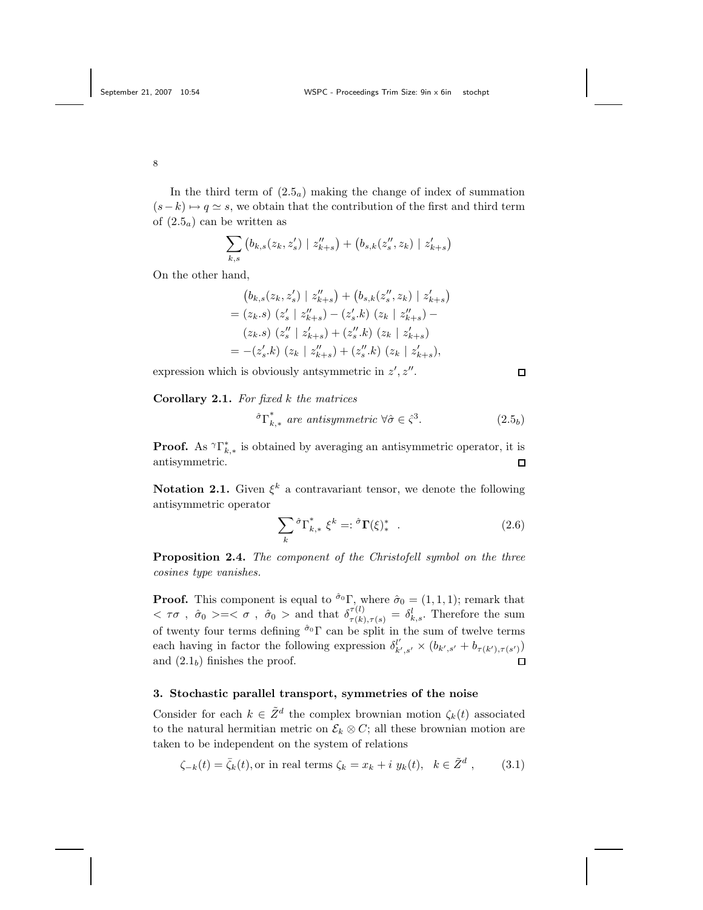In the third term of $(2.5_a)$ making the change of index of summation $(s-k) \mapsto q \simeq s$, we obtain that the contribution of the first and third term of $(2.5_a)$ can be written as

$$\sum_{k,s} \left(b_{k,s}(z_k, z'_s) \mid z''_{k+s}\right) + \left(b_{s,k}(z''_s, z_k) \mid z'_{k+s}\right)$$

On the other hand,

$$\begin{aligned}
&\left(b_{k,s}(z_k, z'_s) \mid z''_{k+s}\right) + \left(b_{s,k}(z''_s, z_k) \mid z'_{k+s}\right) \\
&= (z_k.s)\ (z'_s \mid z''_{k+s}) - (z'_s.k)\ (z_k \mid z''_{k+s}) - \\
&\quad (z_k.s)\ (z''_s \mid z'_{k+s}) + (z''_s.k)\ (z_k \mid z'_{k+s}) \\
&= -(z'_s.k)\ (z_k \mid z''_{k+s}) + (z''_s.k)\ (z_k \mid z'_{k+s}),
\end{aligned}$$

expression which is obviously antsymmetric in $z', z''$. □

**Corollary 2.1.** *For fixed $k$ the matrices*

$$^{\hat{\sigma}}\Gamma^*_{k,*} \text{ are antisymmetric } \forall \hat{\sigma} \in \hat{\varsigma}^3. \tag{$2.5_b$}$$

**Proof.** As $^{\gamma}\Gamma^*_{k,*}$ is obtained by averaging an antisymmetric operator, it is antisymmetric. □

**Notation 2.1.** Given $\xi^k$ a contravariant tensor, we denote the following antisymmetric operator

$$\sum_k {}^{\hat{\sigma}}\Gamma^*_{k,*}\ \xi^k =: {}^{\hat{\sigma}}\mathbf{\Gamma}(\xi)^*_* \ . \tag{2.6}$$

**Proposition 2.4.** *The component of the Christofell symbol on the three cosines type vanishes.*

**Proof.** This component is equal to $^{\hat{\sigma}_0}\Gamma$, where $\hat{\sigma}_0 = (1, 1, 1)$; remark that $< \tau\sigma\ ,\ \hat{\sigma}_0 > = < \sigma\ ,\ \hat{\sigma}_0 >$ and that $\delta^{\tau(l)}_{\tau(k),\tau(s)} = \delta^l_{k,s}$. Therefore the sum of twenty four terms defining $^{\hat{\sigma}_0}\Gamma$ can be split in the sum of twelve terms each having in factor the following expression $\delta^{l'}_{k',s'} \times (b_{k',s'} + b_{\tau(k'),\tau(s')})$ and $(2.1_b)$ finishes the proof. □

## 3. Stochastic parallel transport, symmetries of the noise

Consider for each $k \in \tilde{Z}^d$ the complex brownian motion $\zeta_k(t)$ associated to the natural hermitian metric on $\mathcal{E}_k \otimes C$; all these brownian motion are taken to be independent on the system of relations

$$\zeta_{-k}(t) = \bar{\zeta}_k(t), \text{or in real terms } \zeta_k = x_k + i\ y_k(t), \quad k \in \tilde{Z}^d\ , \tag{3.1}$$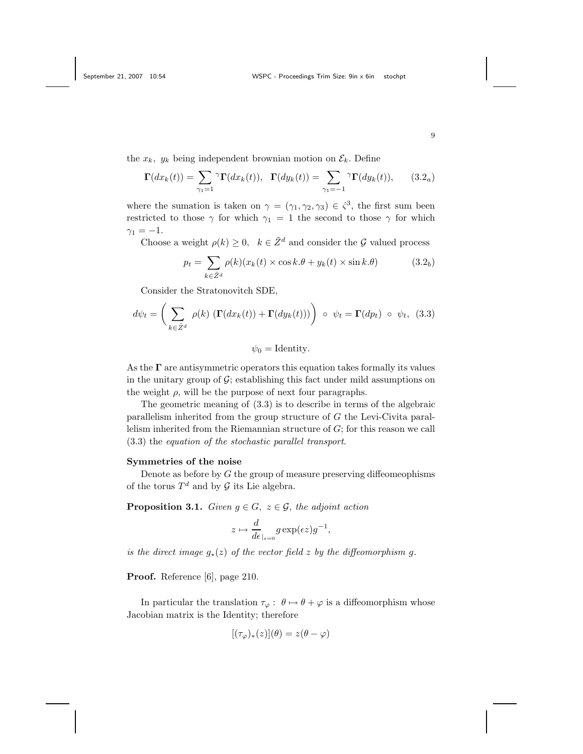the $x_k,\ y_k$ being independent brownian motion on $\mathcal{E}_k$. Define

$$\mathbf{\Gamma}(dx_k(t)) = \sum_{\gamma_1=1} {}^{\gamma}\mathbf{\Gamma}(dx_k(t)), \quad \mathbf{\Gamma}(dy_k(t)) = \sum_{\gamma_1=-1} {}^{\gamma}\mathbf{\Gamma}(dy_k(t)), \qquad (3.2_a)$$

where the sumation is taken on $\gamma = (\gamma_1, \gamma_2, \gamma_3) \in \hat{\varsigma}^3$, the first sum been restricted to those $\gamma$ for which $\gamma_1 = 1$ the second to those $\gamma$ for which $\gamma_1 = -1$.

Choose a weight $\rho(k) \geq 0, \quad k \in \tilde{Z}^d$ and consider the $\mathcal{G}$ valued process

$$p_t = \sum_{k \in \tilde{Z}^d} \rho(k)(x_k(t) \times \cos k.\theta + y_k(t) \times \sin k.\theta) \qquad (3.2_b)$$

Consider the Stratonovitch SDE,

$$d\psi_t = \left( \sum_{k \in \tilde{Z}^d} \rho(k)\ (\mathbf{\Gamma}(dx_k(t)) + \mathbf{\Gamma}(dy_k(t))) \right) \circ \psi_t = \mathbf{\Gamma}(dp_t) \circ \psi_t, \quad (3.3)$$

$$\psi_0 = \text{Identity}.$$

As the $\mathbf{\Gamma}$ are antisymmetric operators this equation takes formally its values in the unitary group of $\mathcal{G}$; establishing this fact under mild assumptions on the weight $\rho$, will be the purpose of next four paragraphs.

The geometric meaning of (3.3) is to describe in terms of the algebraic parallelism inherited from the group structure of $G$ the Levi-Civita parallelism inherited from the Riemannian structure of $G$; for this reason we call (3.3) the *equation of the stochastic parallel transport*.

**Symmetries of the noise**

Denote as before by $G$ the group of measure preserving diffeomeophisms of the torus $T^d$ and by $\mathcal{G}$ its Lie algebra.

**Proposition 3.1.** *Given $g \in G,\ z \in \mathcal{G}$, the adjoint action*

$$z \mapsto \frac{d}{d\epsilon}_{|_{\epsilon=0}} g \exp(\epsilon z) g^{-1},$$

*is the direct image $g_*(z)$ of the vector field $z$ by the diffeomorphism $g$.*

**Proof.** Reference [6], page 210.

In particular the translation $\tau_\varphi :\ \theta \mapsto \theta + \varphi$ is a diffeomorphism whose Jacobian matrix is the Identity; therefore

$$[(\tau_\varphi)_*(z)](\theta) = z(\theta - \varphi)$$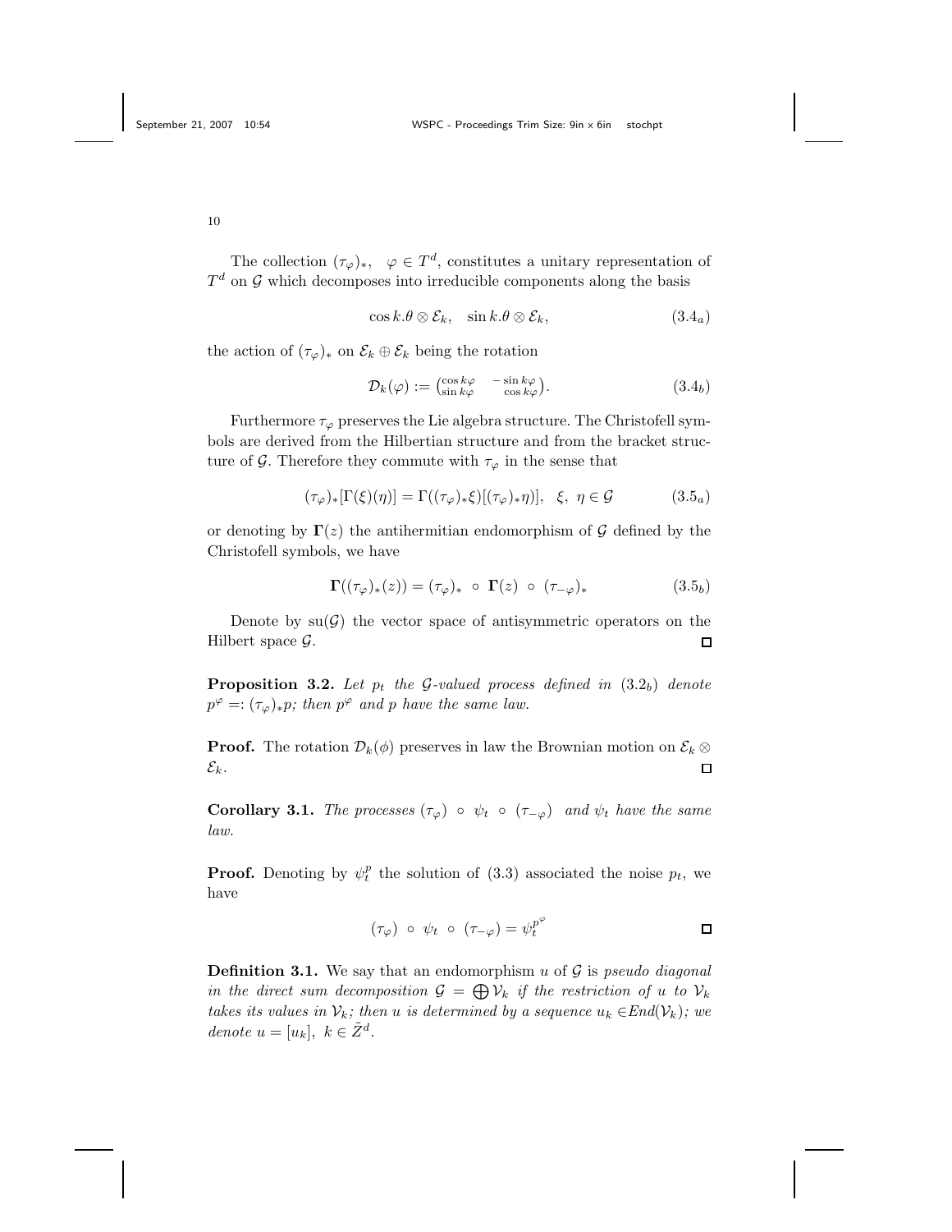The collection $(\tau_\varphi)_*$, $\varphi \in T^d$, constitutes a unitary representation of $T^d$ on $\mathcal{G}$ which decomposes into irreducible components along the basis

$$\cos k.\theta \otimes \mathcal{E}_k, \quad \sin k.\theta \otimes \mathcal{E}_k, \tag{3.4$_a$}$$

the action of $(\tau_\varphi)_*$ on $\mathcal{E}_k \oplus \mathcal{E}_k$ being the rotation

$$\mathcal{D}_k(\varphi) := \begin{pmatrix} \cos k\varphi & -\sin k\varphi \\ \sin k\varphi & \cos k\varphi \end{pmatrix}. \tag{3.4$_b$}$$

Furthermore $\tau_\varphi$ preserves the Lie algebra structure. The Christofell symbols are derived from the Hilbertian structure and from the bracket structure of $\mathcal{G}$. Therefore they commute with $\tau_\varphi$ in the sense that

$$(\tau_\varphi)_*[\Gamma(\xi)(\eta)] = \Gamma((\tau_\varphi)_*\xi)[(\tau_\varphi)_*\eta)], \quad \xi, \ \eta \in \mathcal{G} \tag{3.5$_a$}$$

or denoting by $\mathbf{\Gamma}(z)$ the antihermitian endomorphism of $\mathcal{G}$ defined by the Christofell symbols, we have

$$\mathbf{\Gamma}((\tau_\varphi)_*(z)) = (\tau_\varphi)_* \ \circ \ \mathbf{\Gamma}(z) \ \circ \ (\tau_{-\varphi})_* \tag{3.5$_b$}$$

Denote by $\mathrm{su}(\mathcal{G})$ the vector space of antisymmetric operators on the Hilbert space $\mathcal{G}$. □

**Proposition 3.2.** *Let $p_t$ the $\mathcal{G}$-valued process defined in* $(3.2_b)$ *denote* $p^\varphi =: (\tau_\varphi)_* p$*; then $p^\varphi$ and $p$ have the same law.*

**Proof.** The rotation $\mathcal{D}_k(\phi)$ preserves in law the Brownian motion on $\mathcal{E}_k \otimes \mathcal{E}_k$. □

**Corollary 3.1.** *The processes* $(\tau_\varphi) \ \circ \ \psi_t \ \circ \ (\tau_{-\varphi})$ *and $\psi_t$ have the same law.*

**Proof.** Denoting by $\psi_t^p$ the solution of (3.3) associated the noise $p_t$, we have

$$(\tau_\varphi) \ \circ \ \psi_t \ \circ \ (\tau_{-\varphi}) = \psi_t^{p^\varphi}$$

□

**Definition 3.1.** We say that an endomorphism $u$ of $\mathcal{G}$ is *pseudo diagonal in the direct sum decomposition* $\mathcal{G} = \bigoplus \mathcal{V}_k$ *if the restriction of $u$ to $\mathcal{V}_k$ takes its values in $\mathcal{V}_k$; then $u$ is determined by a sequence $u_k \in End(\mathcal{V}_k)$; we denote $u = [u_k]$, $k \in \tilde{Z}^d$.*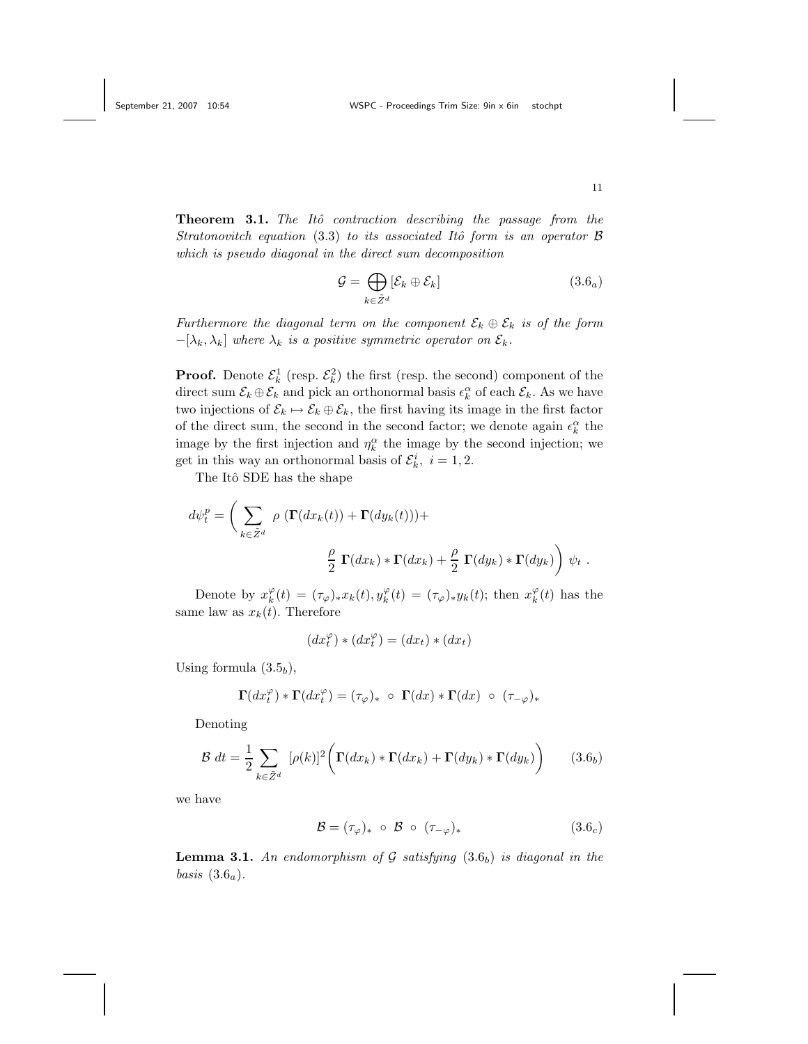**Theorem 3.1.** *The Itô contraction describing the passage from the Stratonovitch equation* (3.3) *to its associated Itô form is an operator $\mathcal{B}$ which is pseudo diagonal in the direct sum decomposition*

$$\mathcal{G} = \bigoplus_{k \in \tilde{Z}^d} [\mathcal{E}_k \oplus \mathcal{E}_k] \tag{$3.6_a$}$$

*Furthermore the diagonal term on the component $\mathcal{E}_k \oplus \mathcal{E}_k$ is of the form $-[\lambda_k, \lambda_k]$ where $\lambda_k$ is a positive symmetric operator on $\mathcal{E}_k$.*

**Proof.** Denote $\mathcal{E}_k^1$ (resp. $\mathcal{E}_k^2$) the first (resp. the second) component of the direct sum $\mathcal{E}_k \oplus \mathcal{E}_k$ and pick an orthonormal basis $\epsilon_k^\alpha$ of each $\mathcal{E}_k$. As we have two injections of $\mathcal{E}_k \mapsto \mathcal{E}_k \oplus \mathcal{E}_k$, the first having its image in the first factor of the direct sum, the second in the second factor; we denote again $\epsilon_k^\alpha$ the image by the first injection and $\eta_k^\alpha$ the image by the second injection; we get in this way an orthonormal basis of $\mathcal{E}_k^i, \ i = 1, 2$.

The Itô SDE has the shape

$$d\psi_t^p = \Bigg( \sum_{k \in \tilde{Z}^d} \rho \ (\mathbf{\Gamma}(dx_k(t)) + \mathbf{\Gamma}(dy_k(t))) + \frac{\rho}{2} \ \mathbf{\Gamma}(dx_k) * \mathbf{\Gamma}(dx_k) + \frac{\rho}{2} \ \mathbf{\Gamma}(dy_k) * \mathbf{\Gamma}(dy_k) \Bigg) \ \psi_t \ .$$

Denote by $x_k^\varphi(t) = (\tau_\varphi)_* x_k(t), y_k^\varphi(t) = (\tau_\varphi)_* y_k(t)$; then $x_k^\varphi(t)$ has the same law as $x_k(t)$. Therefore

$$(dx_t^\varphi) * (dx_t^\varphi) = (dx_t) * (dx_t)$$

Using formula $(3.5_b)$,

$$\mathbf{\Gamma}(dx_t^\varphi) * \mathbf{\Gamma}(dx_t^\varphi) = (\tau_\varphi)_* \ \circ \ \mathbf{\Gamma}(dx) * \mathbf{\Gamma}(dx) \ \circ \ (\tau_{-\varphi})_*$$

Denoting

$$\mathcal{B} \ dt = \frac{1}{2} \sum_{k \in \tilde{Z}^d} \ [\rho(k)]^2 \Bigg( \mathbf{\Gamma}(dx_k) * \mathbf{\Gamma}(dx_k) + \mathbf{\Gamma}(dy_k) * \mathbf{\Gamma}(dy_k) \Bigg) \tag{$3.6_b$}$$

we have

$$\mathcal{B} = (\tau_\varphi)_* \ \circ \ \mathcal{B} \ \circ \ (\tau_{-\varphi})_* \tag{$3.6_c$}$$

**Lemma 3.1.** *An endomorphism of $\mathcal{G}$ satisfying* $(3.6_b)$ *is diagonal in the basis* $(3.6_a)$*.*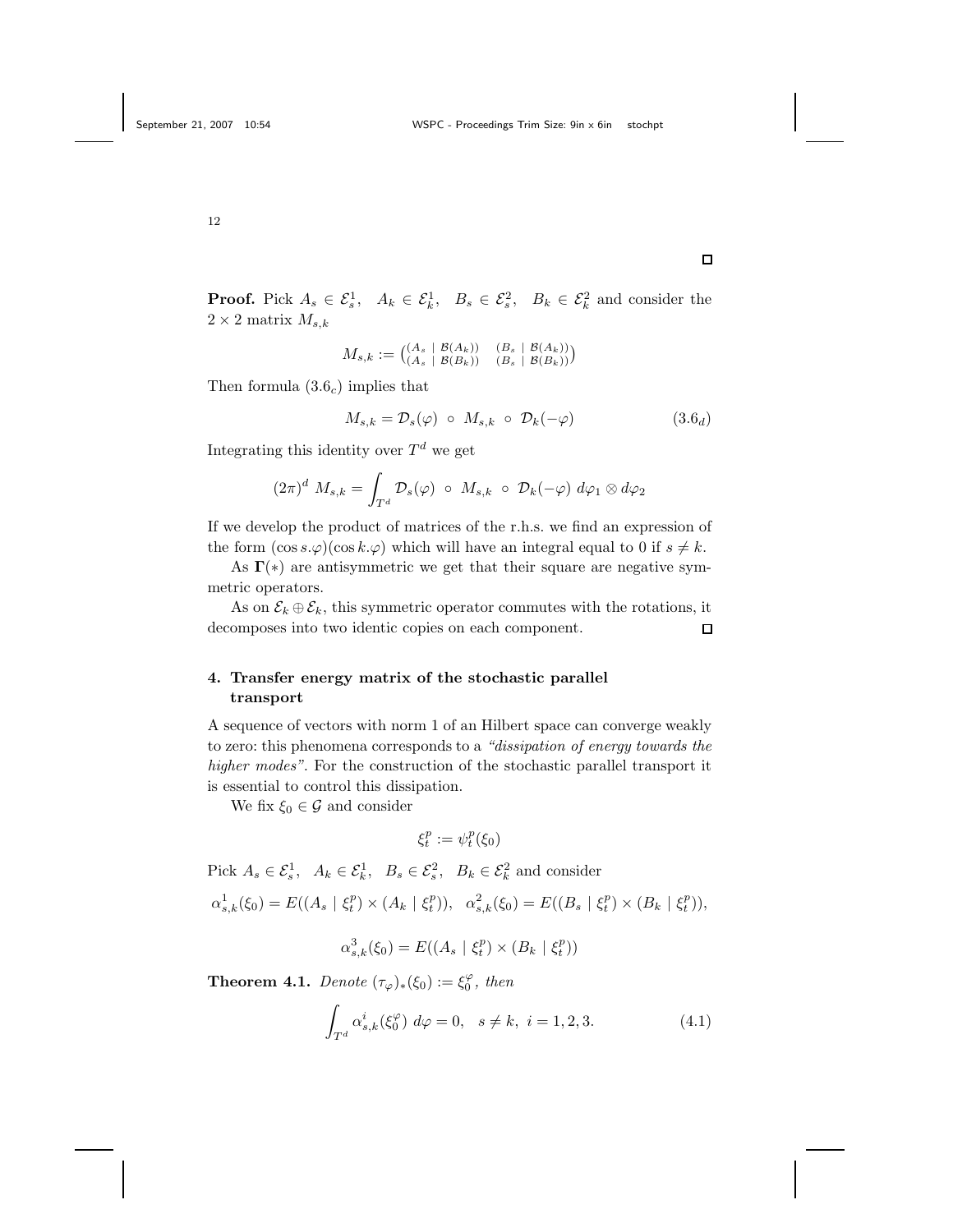□

**Proof.** Pick $A_s \in \mathcal{E}_s^1$, $A_k \in \mathcal{E}_k^1$, $B_s \in \mathcal{E}_s^2$, $B_k \in \mathcal{E}_k^2$ and consider the $2 \times 2$ matrix $M_{s,k}$

$$M_{s,k} := \begin{pmatrix} (A_s \mid \mathcal{B}(A_k)) & (B_s \mid \mathcal{B}(A_k)) \\ (A_s \mid \mathcal{B}(B_k)) & (B_s \mid \mathcal{B}(B_k)) \end{pmatrix}$$

Then formula $(3.6_c)$ implies that

$$M_{s,k} = \mathcal{D}_s(\varphi) \circ M_{s,k} \circ \mathcal{D}_k(-\varphi) \tag{$3.6_d$}$$

Integrating this identity over $T^d$ we get

$$(2\pi)^d \; M_{s,k} = \int_{T^d} \mathcal{D}_s(\varphi) \circ M_{s,k} \circ \mathcal{D}_k(-\varphi) \; d\varphi_1 \otimes d\varphi_2$$

If we develop the product of matrices of the r.h.s. we find an expression of the form $(\cos s.\varphi)(\cos k.\varphi)$ which will have an integral equal to 0 if $s \neq k$.

As $\mathbf{\Gamma}(*)$ are antisymmetric we get that their square are negative symmetric operators.

As on $\mathcal{E}_k \oplus \mathcal{E}_k$, this symmetric operator commutes with the rotations, it decomposes into two identic copies on each component. □

## 4. Transfer energy matrix of the stochastic parallel transport

A sequence of vectors with norm 1 of an Hilbert space can converge weakly to zero: this phenomena corresponds to a *"dissipation of energy towards the higher modes"*. For the construction of the stochastic parallel transport it is essential to control this dissipation.

We fix $\xi_0 \in \mathcal{G}$ and consider

$$\xi_t^p := \psi_t^p(\xi_0)$$

Pick $A_s \in \mathcal{E}_s^1$, $A_k \in \mathcal{E}_k^1$, $B_s \in \mathcal{E}_s^2$, $B_k \in \mathcal{E}_k^2$ and consider

$$\alpha^1_{s,k}(\xi_0) = E((A_s \mid \xi_t^p) \times (A_k \mid \xi_t^p)), \quad \alpha^2_{s,k}(\xi_0) = E((B_s \mid \xi_t^p) \times (B_k \mid \xi_t^p)),$$

$$\alpha^3_{s,k}(\xi_0) = E((A_s \mid \xi_t^p) \times (B_k \mid \xi_t^p))$$

**Theorem 4.1.** *Denote $(\tau_\varphi)_*(\xi_0) := \xi_0^\varphi$, then*

$$\int_{T^d} \alpha^i_{s,k}(\xi_0^\varphi) \; d\varphi = 0, \quad s \neq k, \; i = 1, 2, 3. \tag{4.1}$$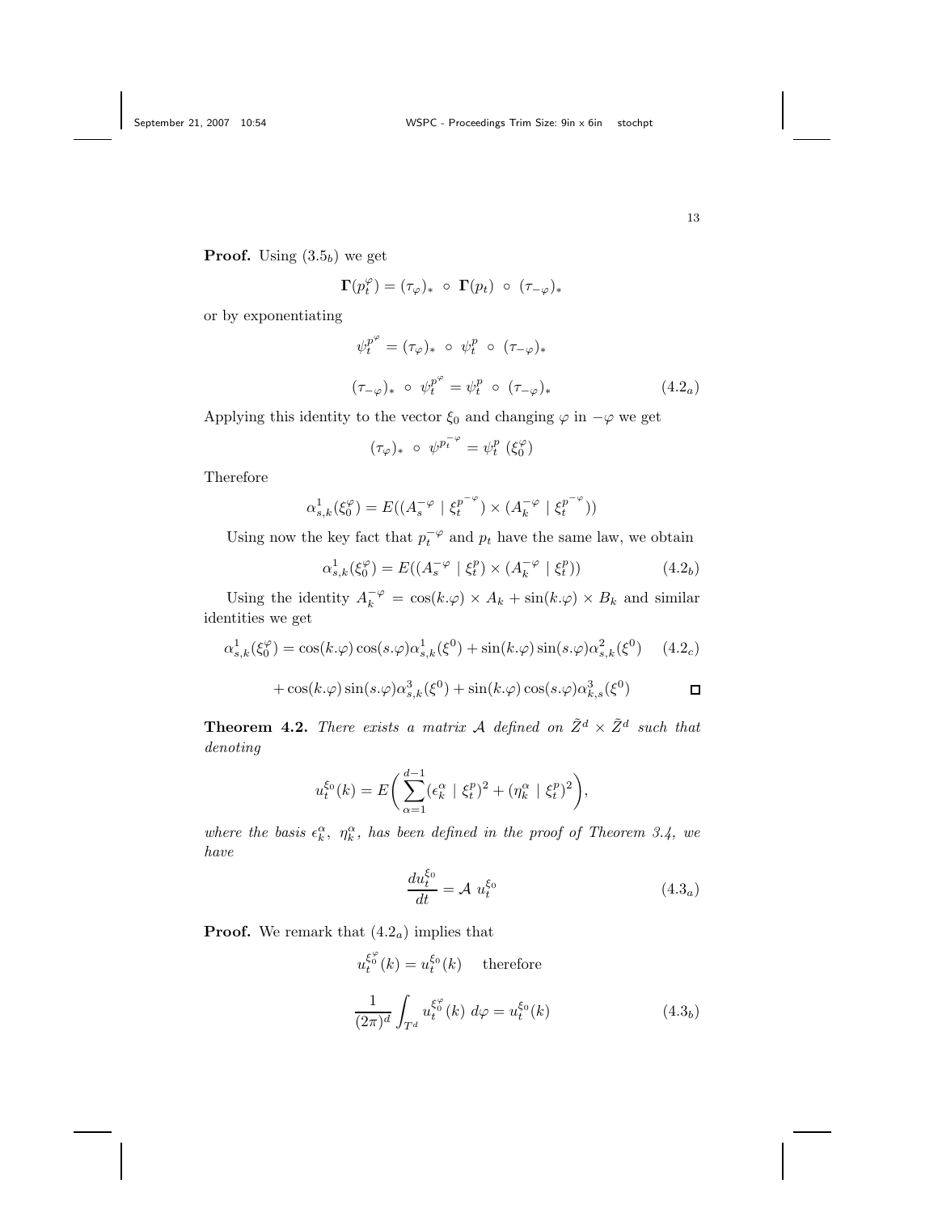**Proof.** Using $(3.5_b)$ we get

$$\mathbf{\Gamma}(p_t^{\varphi}) = (\tau_{\varphi})_* \circ \mathbf{\Gamma}(p_t) \circ (\tau_{-\varphi})_*$$

or by exponentiating

$$\psi_t^{p^{\varphi}} = (\tau_{\varphi})_* \circ \psi_t^p \circ (\tau_{-\varphi})_*$$

$$(\tau_{-\varphi})_* \circ \psi_t^{p^{\varphi}} = \psi_t^p \circ (\tau_{-\varphi})_* \tag{4.2$_a$}$$

Applying this identity to the vector $\xi_0$ and changing $\varphi$ in $-\varphi$ we get

$$(\tau_{\varphi})_* \circ \psi^{p_t^{-\varphi}} = \psi_t^p \ (\xi_0^{\varphi})$$

Therefore

$$\alpha_{s,k}^1(\xi_0^{\varphi}) = E((A_s^{-\varphi} \mid \xi_t^{p^{-\varphi}}) \times (A_k^{-\varphi} \mid \xi_t^{p^{-\varphi}}))$$

Using now the key fact that $p_t^{-\varphi}$ and $p_t$ have the same law, we obtain

$$\alpha_{s,k}^1(\xi_0^{\varphi}) = E((A_s^{-\varphi} \mid \xi_t^p) \times (A_k^{-\varphi} \mid \xi_t^p)) \tag{4.2$_b$}$$

Using the identity $A_k^{-\varphi} = \cos(k.\varphi) \times A_k + \sin(k.\varphi) \times B_k$ and similar identities we get

$$\alpha_{s,k}^1(\xi_0^{\varphi}) = \cos(k.\varphi)\cos(s.\varphi)\alpha_{s,k}^1(\xi^0) + \sin(k.\varphi)\sin(s.\varphi)\alpha_{s,k}^2(\xi^0) \tag{4.2$_c$}$$

$$+ \cos(k.\varphi)\sin(s.\varphi)\alpha_{s,k}^3(\xi^0) + \sin(k.\varphi)\cos(s.\varphi)\alpha_{k,s}^3(\xi^0)$$

□

**Theorem 4.2.** *There exists a matrix $\mathcal{A}$ defined on $\tilde{Z}^d \times \tilde{Z}^d$ such that denoting*

$$u_t^{\xi_0}(k) = E\bigg(\sum_{\alpha=1}^{d-1} (\epsilon_k^{\alpha} \mid \xi_t^p)^2 + (\eta_k^{\alpha} \mid \xi_t^p)^2\bigg),$$

*where the basis $\epsilon_k^{\alpha}$, $\eta_k^{\alpha}$, has been defined in the proof of Theorem 3.4, we have*

$$\frac{du_t^{\xi_0}}{dt} = \mathcal{A} \ u_t^{\xi_0} \tag{4.3$_a$}$$

**Proof.** We remark that $(4.2_a)$ implies that

$$u_t^{\xi_0^{\varphi}}(k) = u_t^{\xi_0}(k) \quad \text{ therefore}$$

$$\frac{1}{(2\pi)^d}\int_{T^d} u_t^{\xi_0^{\varphi}}(k) \ d\varphi = u_t^{\xi_0}(k) \tag{4.3$_b$}$$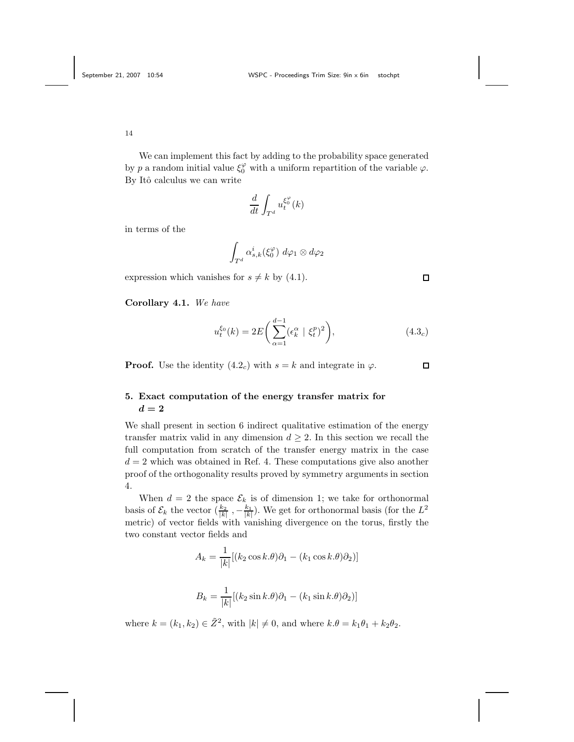We can implement this fact by adding to the probability space generated by $p$ a random initial value $\xi_0^\varphi$ with a uniform repartition of the variable $\varphi$. By Itô calculus we can write

$$\frac{d}{dt}\int_{T^d} u_t^{\xi_0^\varphi}(k)$$

in terms of the

$$\int_{T^d} \alpha_{s,k}^i(\xi_0^\varphi)\ d\varphi_1 \otimes d\varphi_2$$

expression which vanishes for $s \neq k$ by (4.1). $\square$

**Corollary 4.1.** *We have*

$$u_t^{\xi_0}(k) = 2E\bigg(\sum_{\alpha=1}^{d-1}(\epsilon_k^\alpha \mid \xi_t^p)^2\bigg), \tag{4.3$_c$}$$

**Proof.** Use the identity (4.2$_c$) with $s = k$ and integrate in $\varphi$. $\square$

## 5. Exact computation of the energy transfer matrix for $d = 2$

We shall present in section 6 indirect qualitative estimation of the energy transfer matrix valid in any dimension $d \geq 2$. In this section we recall the full computation from scratch of the transfer energy matrix in the case $d = 2$ which was obtained in Ref. 4. These computations give also another proof of the orthogonality results proved by symmetry arguments in section 4.

When $d = 2$ the space $\mathcal{E}_k$ is of dimension 1; we take for orthonormal basis of $\mathcal{E}_k$ the vector $(\frac{k_2}{|k|}\ , -\frac{k_1}{|k|})$. We get for orthonormal basis (for the $L^2$ metric) of vector fields with vanishing divergence on the torus, firstly the two constant vector fields and

$$A_k = \frac{1}{|k|}[(k_2 \cos k.\theta)\partial_1 - (k_1 \cos k.\theta)\partial_2)]$$

$$B_k = \frac{1}{|k|}[(k_2 \sin k.\theta)\partial_1 - (k_1 \sin k.\theta)\partial_2)]$$

where $k = (k_1, k_2) \in \tilde{Z}^2$, with $|k| \neq 0$, and where $k.\theta = k_1\theta_1 + k_2\theta_2$.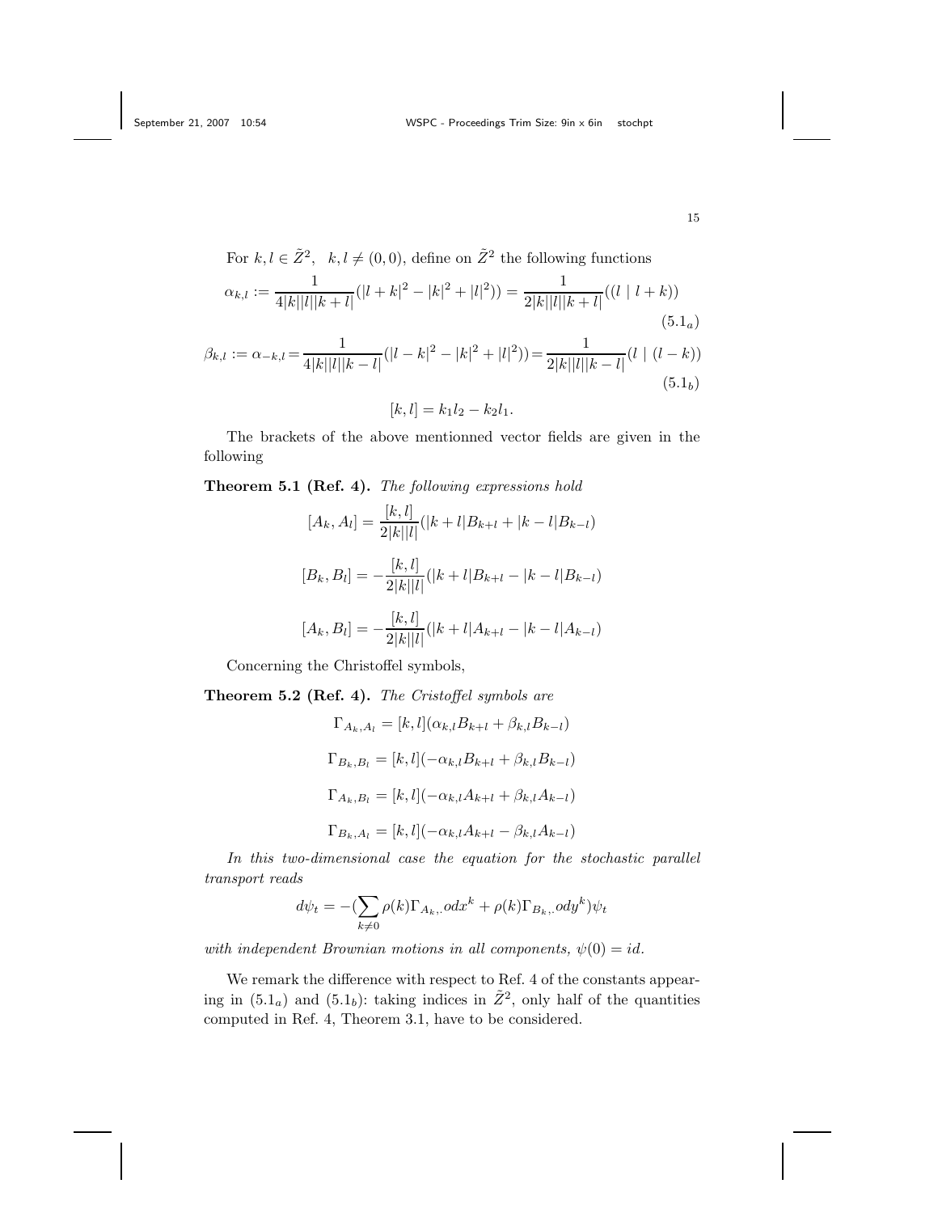For $k, l \in \tilde{Z}^2, \quad k, l \neq (0,0)$, define on $\tilde{Z}^2$ the following functions

$$\alpha_{k,l} := \frac{1}{4|k||l||k+l|}(|l+k|^2 - |k|^2 + |l|^2)) = \frac{1}{2|k||l||k+l|}((l \mid l+k)) \tag{5.1$_a$}$$

$$\beta_{k,l} := \alpha_{-k,l} = \frac{1}{4|k||l||k-l|}(|l-k|^2 - |k|^2 + |l|^2)) = \frac{1}{2|k||l||k-l|}(l \mid (l-k)) \tag{5.1$_b$}$$

$$[k, l] = k_1 l_2 - k_2 l_1.$$

The brackets of the above mentionned vector fields are given in the following

**Theorem 5.1 (Ref. 4).** *The following expressions hold*

$$[A_k, A_l] = \frac{[k,l]}{2|k||l|}(|k+l| B_{k+l} + |k-l| B_{k-l})$$

$$[B_k, B_l] = -\frac{[k,l]}{2|k||l|}(|k+l| B_{k+l} - |k-l| B_{k-l})$$

$$[A_k, B_l] = -\frac{[k,l]}{2|k||l|}(|k+l| A_{k+l} - |k-l| A_{k-l})$$

Concerning the Christoffel symbols,

**Theorem 5.2 (Ref. 4).** *The Cristoffel symbols are*

$$\Gamma_{A_k, A_l} = [k,l](\alpha_{k,l} B_{k+l} + \beta_{k,l} B_{k-l})$$

$$\Gamma_{B_k, B_l} = [k,l](-\alpha_{k,l} B_{k+l} + \beta_{k,l} B_{k-l})$$

$$\Gamma_{A_k, B_l} = [k,l](-\alpha_{k,l} A_{k+l} + \beta_{k,l} A_{k-l})$$

$$\Gamma_{B_k, A_l} = [k,l](-\alpha_{k,l} A_{k+l} - \beta_{k,l} A_{k-l})$$

*In this two-dimensional case the equation for the stochastic parallel transport reads*

$$d\psi_t = -(\sum_{k \neq 0} \rho(k) \Gamma_{A_k, .} odx^k + \rho(k) \Gamma_{B_k, .} ody^k) \psi_t$$

*with independent Brownian motions in all components, $\psi(0) = id$.*

We remark the difference with respect to Ref. 4 of the constants appearing in (5.1$_a$) and (5.1$_b$): taking indices in $\tilde{Z}^2$, only half of the quantities computed in Ref. 4, Theorem 3.1, have to be considered.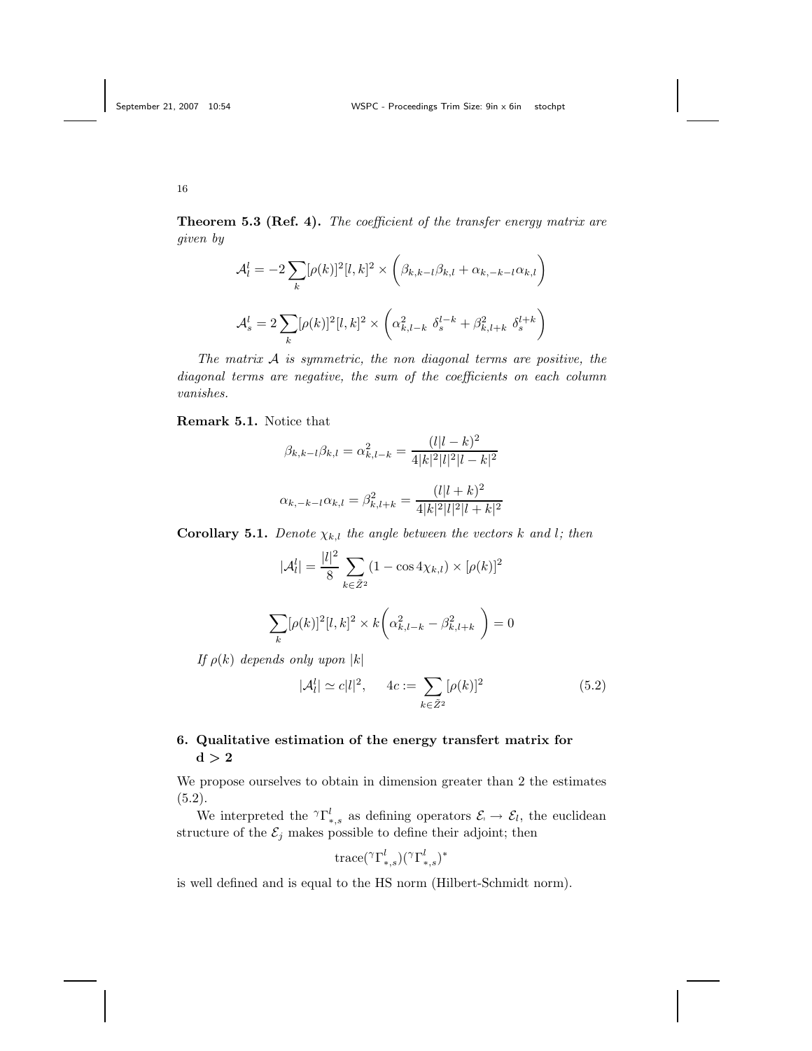**Theorem 5.3 (Ref. 4).** *The coefficient of the transfer energy matrix are given by*

$$\mathcal{A}_l^l = -2\sum_k [\rho(k)]^2[l,k]^2 \times \left(\beta_{k,k-l}\beta_{k,l} + \alpha_{k,-k-l}\alpha_{k,l}\right)$$

$$\mathcal{A}_s^l = 2\sum_k [\rho(k)]^2[l,k]^2 \times \left(\alpha_{k,l-k}^2 \ \delta_s^{l-k} + \beta_{k,l+k}^2 \ \delta_s^{l+k}\right)$$

*The matrix $\mathcal{A}$ is symmetric, the non diagonal terms are positive, the diagonal terms are negative, the sum of the coefficients on each column vanishes.*

**Remark 5.1.** Notice that

$$\beta_{k,k-l}\beta_{k,l} = \alpha_{k,l-k}^2 = \frac{(l|l-k)^2}{4|k|^2|l|^2|l-k|^2}$$

$$\alpha_{k,-k-l}\alpha_{k,l} = \beta_{k,l+k}^2 = \frac{(l|l+k)^2}{4|k|^2|l|^2|l+k|^2}$$

**Corollary 5.1.** *Denote $\chi_{k,l}$ the angle between the vectors $k$ and $l$; then*

$$|\mathcal{A}_l^l| = \frac{|l|^2}{8}\sum_{k\in\tilde{Z}^2}(1-\cos 4\chi_{k,l}) \times [\rho(k)]^2$$

$$\sum_k [\rho(k)]^2[l,k]^2 \times k\left(\alpha_{k,l-k}^2 - \beta_{k,l+k}^2\right) = 0$$

*If $\rho(k)$ depends only upon $|k|$*

$$|\mathcal{A}_l^l| \simeq c|l|^2, \qquad 4c := \sum_{k\in\tilde{Z}^2}[\rho(k)]^2 \tag{5.2}$$

## 6. Qualitative estimation of the energy transfert matrix for d > 2

We propose ourselves to obtain in dimension greater than 2 the estimates (5.2).

We interpreted the ${}^{\gamma}\Gamma_{*,s}^{l}$ as defining operators $\mathcal{E}_\imath \to \mathcal{E}_l$, the euclidean structure of the $\mathcal{E}_j$ makes possible to define their adjoint; then

$$\text{trace}({}^{\gamma}\Gamma_{*,s}^{l})({}^{\gamma}\Gamma_{*,s}^{l})^*$$

is well defined and is equal to the HS norm (Hilbert-Schmidt norm).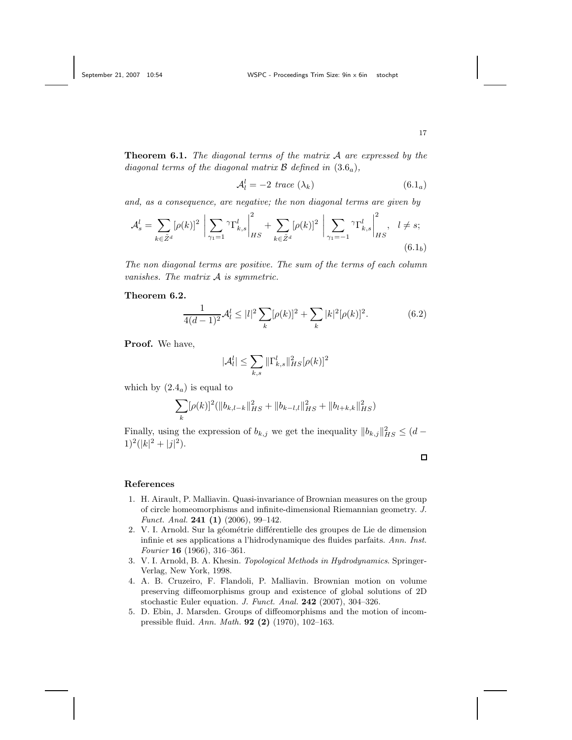**Theorem 6.1.** *The diagonal terms of the matrix $\mathcal{A}$ are expressed by the diagonal terms of the diagonal matrix $\mathcal{B}$ defined in $(3.6_a)$,*

$$\mathcal{A}_l^l = -2 \text{ trace } (\lambda_k) \tag{$6.1_a$}$$

*and, as a consequence, are negative; the non diagonal terms are given by*

$$\mathcal{A}_s^l = \sum_{k \in \tilde{Z}^d} [\rho(k)]^2 \left| \sum_{\gamma_1 = 1} {}^{\gamma}\Gamma_{k,s}^l \right|_{HS}^2 + \sum_{k \in \tilde{Z}^d} [\rho(k)]^2 \left| \sum_{\gamma_1 = -1} {}^{\gamma}\Gamma_{k,s}^l \right|_{HS}^2, \quad l \neq s; \tag{$6.1_b$}$$

*The non diagonal terms are positive. The sum of the terms of each column vanishes. The matrix $\mathcal{A}$ is symmetric.*

**Theorem 6.2.**

$$\frac{1}{4(d-1)^2} \mathcal{A}_l^l \leq |l|^2 \sum_k [\rho(k)]^2 + \sum_k |k|^2 [\rho(k)]^2. \tag{6.2}$$

**Proof.** We have,

$$|\mathcal{A}_l^l| \leq \sum_{k,s} \|\Gamma_{k,s}^l\|_{HS}^2 [\rho(k)]^2$$

which by $(2.4_a)$ is equal to

$$\sum_k [\rho(k)]^2 (\|b_{k,l-k}\|_{HS}^2 + \|b_{k-l,l}\|_{HS}^2 + \|b_{l+k,k}\|_{HS}^2)$$

Finally, using the expression of $b_{k,j}$ we get the inequality $\|b_{k,j}\|_{HS}^2 \leq (d-1)^2(|k|^2 + |j|^2)$. □

## References

1. H. Airault, P. Malliavin. Quasi-invariance of Brownian measures on the group of circle homeomorphisms and infinite-dimensional Riemannian geometry. *J. Funct. Anal.* **241 (1)** (2006), 99–142.
2. V. I. Arnold. Sur la géométrie différentielle des groupes de Lie de dimension infinie et ses applications a l'hidrodynamique des fluides parfaits. *Ann. Inst. Fourier* **16** (1966), 316–361.
3. V. I. Arnold, B. A. Khesin. *Topological Methods in Hydrodynamics*. Springer-Verlag, New York, 1998.
4. A. B. Cruzeiro, F. Flandoli, P. Malliavin. Brownian motion on volume preserving diffeomorphisms group and existence of global solutions of 2D stochastic Euler equation. *J. Funct. Anal.* **242** (2007), 304–326.
5. D. Ebin, J. Marsden. Groups of diffeomorphisms and the motion of incompressible fluid. *Ann. Math.* **92 (2)** (1970), 102–163.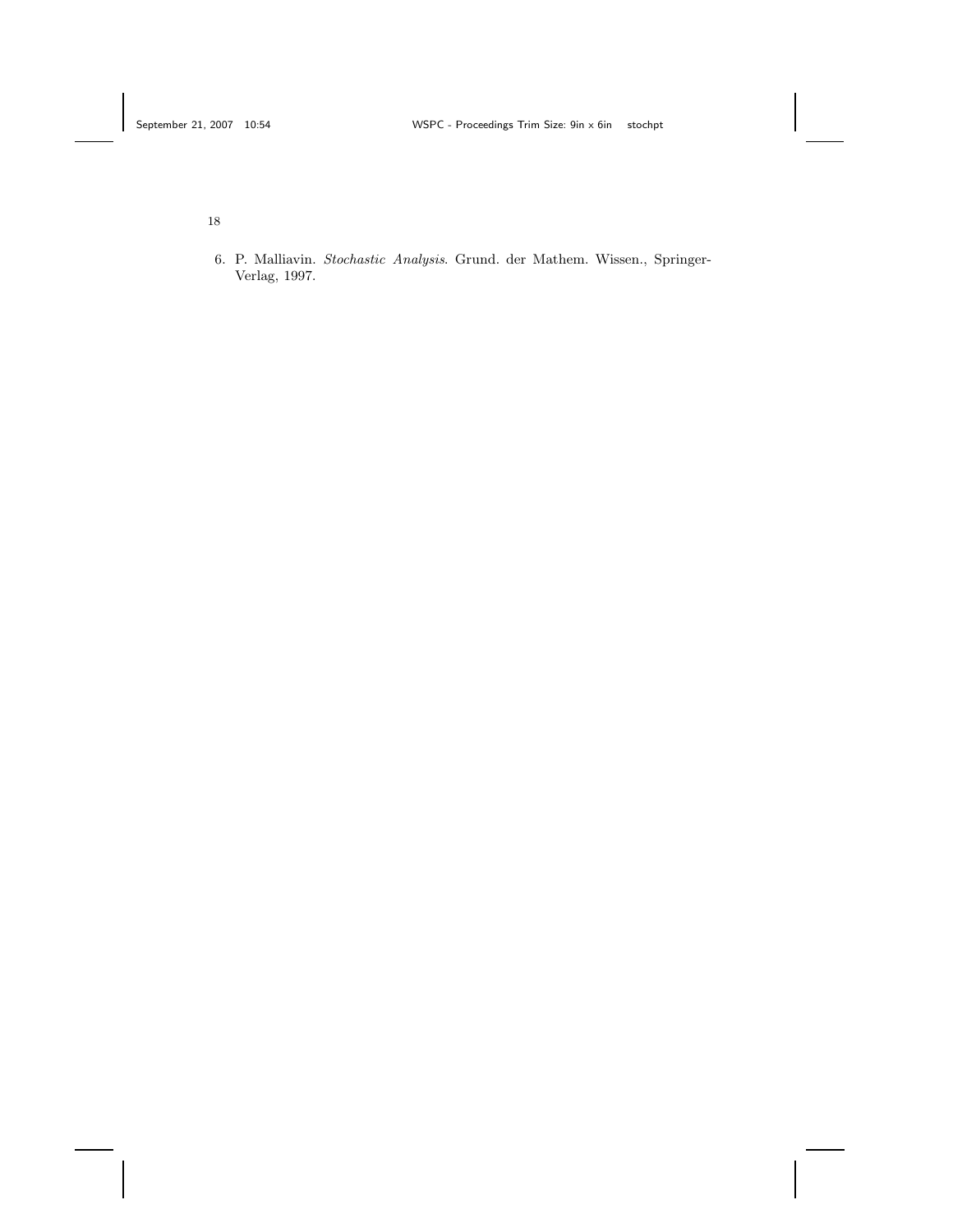6. P. Malliavin. *Stochastic Analysis*. Grund. der Mathem. Wissen., Springer-Verlag, 1997.